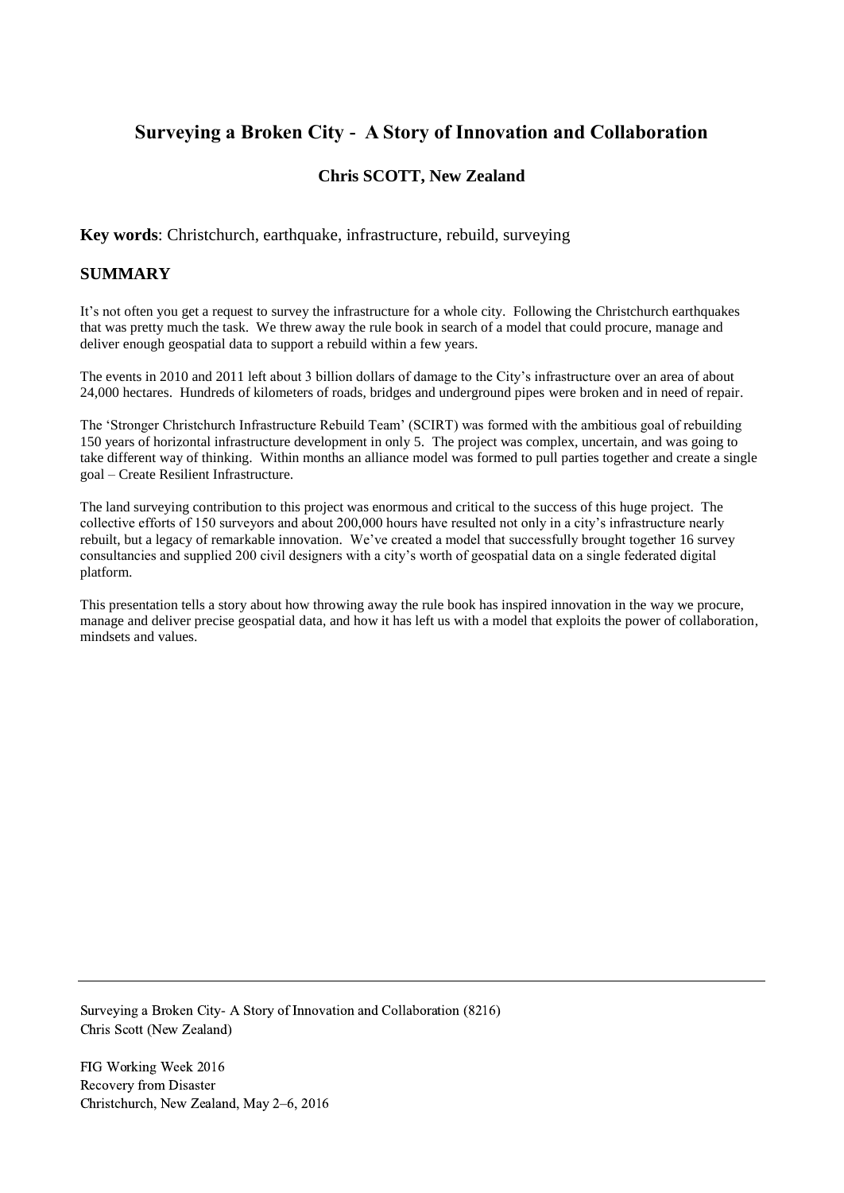# Surveying a Broken City - A Story of Innovation and Collaboration

**Chris SCOTT, New Zealand**

**Key words**: Christchurch, earthquake, infrastructure, rebuild, surveying

## SUMMARY

It's not often you get a request to survey the infrastructure for a whole city. Following the Christchurch earthquakes that was pretty much the task. We threw away the rule book in search of a model that could procure, manage and deliver enough geospatial data to support a rebuild within a few years.

The events in 2010 and 2011 left about 3 billion dollars of damage to the City's infrastructure over an area of about 24,000 hectares. Hundreds of kilometers of roads, bridges and underground pipes were broken and in need of repair.

The 'Stronger Christchurch Infrastructure Rebuild Team' (SCIRT) was formed with the ambitious goal of rebuilding 150 years of horizontal infrastructure development in only 5. The project was complex, uncertain, and was going to take different way of thinking. Within months an alliance model was formed to pull parties together and create a single goal – Create Resilient Infrastructure.

The land surveying contribution to this project was enormous and critical to the success of this huge project. The collective efforts of 150 surveyors and about 200,000 hours have resulted not only in a city's infrastructure nearly rebuilt, but a legacy of remarkable innovation. We've created a model that successfully brought together 16 survey consultancies and supplied 200 civil designers with a city's worth of geospatial data on a single federated digital platform.

This presentation tells a story about how throwing away the rule book has inspired innovation in the way we procure, manage and deliver precise geospatial data, and how it has left us with a model that exploits the power of collaboration, mindsets and values.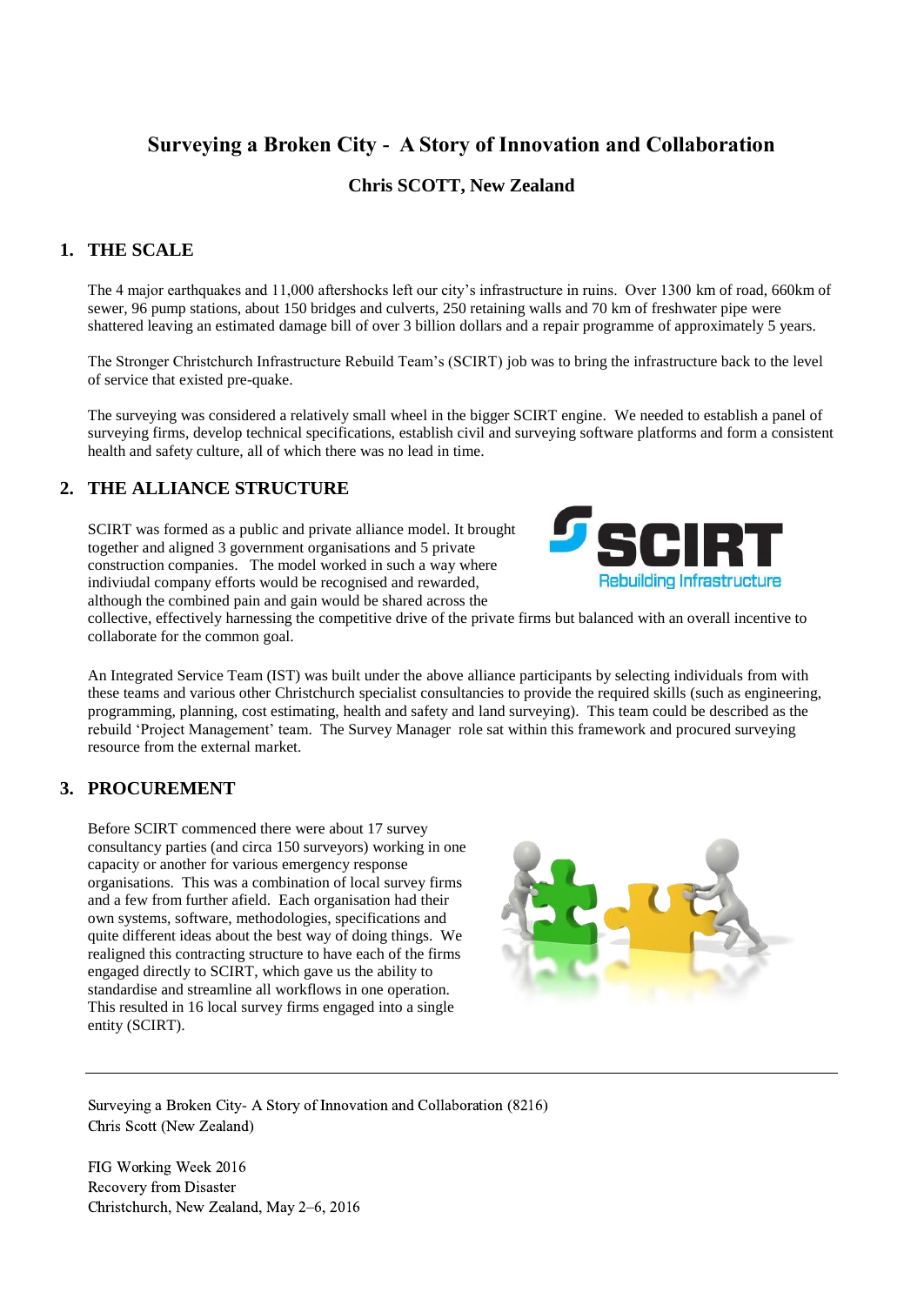# Surveying a Broken City - A Story of Innovation and Collaboration

**Chris SCOTT, New Zealand**

## 1. THE SCALE

The 4 major earthquakes and 11,000 aftershocks left our city's infrastructure in ruins. Over 1300 km of road, 660km of sewer, 96 pump stations, about 150 bridges and culverts, 250 retaining walls and 70 km of freshwater pipe were shattered leaving an estimated damage bill of over 3 billion dollars and a repair programme of approximately 5 years.

The Stronger Christchurch Infrastructure Rebuild Team's (SCIRT) job was to bring the infrastructure back to the level of service that existed pre-quake.

The surveying was considered a relatively small wheel in the bigger SCIRT engine. We needed to establish a panel of surveying firms, develop technical specifications, establish civil and surveying software platforms and form a consistent health and safety culture, all of which there was no lead in time.

## 2. THE ALLIANCE STRUCTURE

SCIRT was formed as a public and private alliance model. It brought together and aligned 3 government organisations and 5 private construction companies. The model worked in such a way where indiviudal company efforts would be recognised and rewarded, although the combined pain and gain would be shared across the collective, effectively harnessing the competitive drive of the private firms but balanced with an overall incentive to collaborate for the common goal.

An Integrated Service Team (IST) was built under the above alliance participants by selecting individuals from with these teams and various other Christchurch specialist consultancies to provide the required skills (such as engineering, programming, planning, cost estimating, health and safety and land surveying). This team could be described as the rebuild 'Project Management' team. The Survey Manager role sat within this framework and procured surveying resource from the external market.

## 3. PROCUREMENT

Before SCIRT commenced there were about 17 survey consultancy parties (and circa 150 surveyors) working in one capacity or another for various emergency response organisations. This was a combination of local survey firms and a few from further afield. Each organisation had their own systems, software, methodologies, specifications and quite different ideas about the best way of doing things. We realigned this contracting structure to have each of the firms engaged directly to SCIRT, which gave us the ability to standardise and streamline all workflows in one operation. This resulted in 16 local survey firms engaged into a single entity (SCIRT).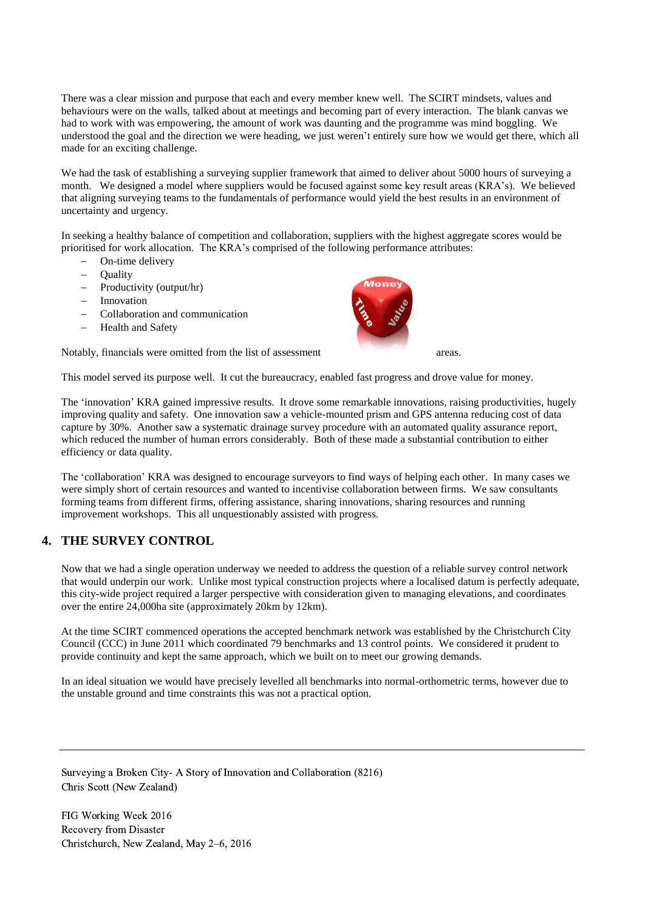There was a clear mission and purpose that each and every member knew well. The SCIRT mindsets, values and behaviours were on the walls, talked about at meetings and becoming part of every interaction. The blank canvas we had to work with was empowering, the amount of work was daunting and the programme was mind boggling. We understood the goal and the direction we were heading, we just weren't entirely sure how we would get there, which all made for an exciting challenge.

We had the task of establishing a surveying supplier framework that aimed to deliver about 5000 hours of surveying a month. We designed a model where suppliers would be focused against some key result areas (KRA's). We believed that aligning surveying teams to the fundamentals of performance would yield the best results in an environment of uncertainty and urgency.

In seeking a healthy balance of competition and collaboration, suppliers with the highest aggregate scores would be prioritised for work allocation. The KRA's comprised of the following performance attributes:

- On-time delivery
- Quality
- Productivity (output/hr)
- Innovation
- Collaboration and communication
- Health and Safety

Notably, financials were omitted from the list of assessment areas.

This model served its purpose well. It cut the bureaucracy, enabled fast progress and drove value for money.

The 'innovation' KRA gained impressive results. It drove some remarkable innovations, raising productivities, hugely improving quality and safety. One innovation saw a vehicle-mounted prism and GPS antenna reducing cost of data capture by 30%. Another saw a systematic drainage survey procedure with an automated quality assurance report, which reduced the number of human errors considerably. Both of these made a substantial contribution to either efficiency or data quality.

The 'collaboration' KRA was designed to encourage surveyors to find ways of helping each other. In many cases we were simply short of certain resources and wanted to incentivise collaboration between firms. We saw consultants forming teams from different firms, offering assistance, sharing innovations, sharing resources and running improvement workshops. This all unquestionably assisted with progress.

## 4. THE SURVEY CONTROL

Now that we had a single operation underway we needed to address the question of a reliable survey control network that would underpin our work. Unlike most typical construction projects where a localised datum is perfectly adequate, this city-wide project required a larger perspective with consideration given to managing elevations, and coordinates over the entire 24,000ha site (approximately 20km by 12km).

At the time SCIRT commenced operations the accepted benchmark network was established by the Christchurch City Council (CCC) in June 2011 which coordinated 79 benchmarks and 13 control points. We considered it prudent to provide continuity and kept the same approach, which we built on to meet our growing demands.

In an ideal situation we would have precisely levelled all benchmarks into normal-orthometric terms, however due to the unstable ground and time constraints this was not a practical option.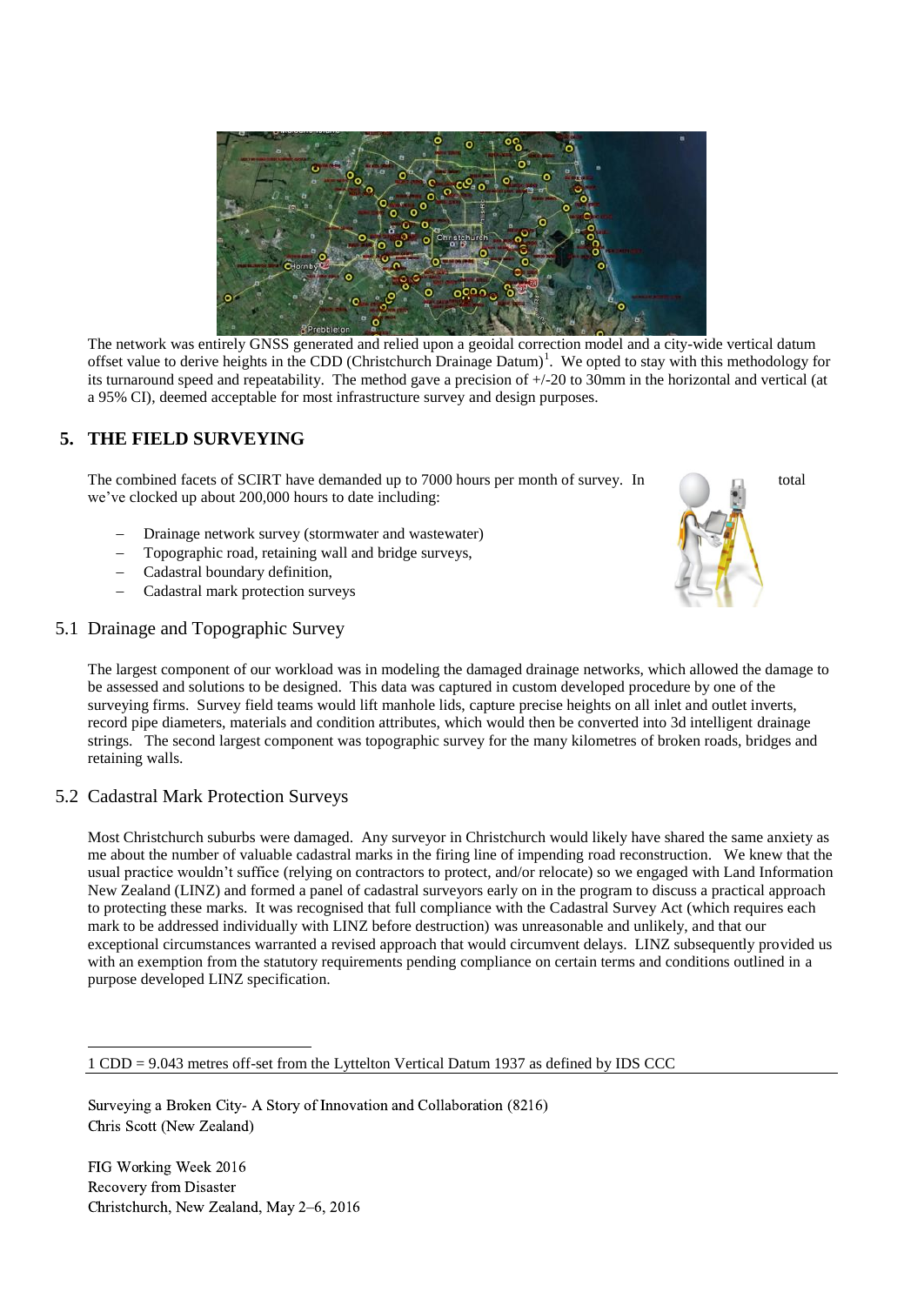The network was entirely GNSS generated and relied upon a geoidal correction model and a city-wide vertical datum offset value to derive heights in the CDD (Christchurch Drainage Datum)[1]. We opted to stay with this methodology for its turnaround speed and repeatability. The method gave a precision of +/-20 to 30mm in the horizontal and vertical (at a 95% CI), deemed acceptable for most infrastructure survey and design purposes.

## 5. THE FIELD SURVEYING

The combined facets of SCIRT have demanded up to 7000 hours per month of survey. In total we've clocked up about 200,000 hours to date including:

- Drainage network survey (stormwater and wastewater)
- Topographic road, retaining wall and bridge surveys,
- Cadastral boundary definition,
- Cadastral mark protection surveys

### 5.1 Drainage and Topographic Survey

The largest component of our workload was in modeling the damaged drainage networks, which allowed the damage to be assessed and solutions to be designed. This data was captured in custom developed procedure by one of the surveying firms. Survey field teams would lift manhole lids, capture precise heights on all inlet and outlet inverts, record pipe diameters, materials and condition attributes, which would then be converted into 3d intelligent drainage strings. The second largest component was topographic survey for the many kilometres of broken roads, bridges and retaining walls.

### 5.2 Cadastral Mark Protection Surveys

Most Christchurch suburbs were damaged. Any surveyor in Christchurch would likely have shared the same anxiety as me about the number of valuable cadastral marks in the firing line of impending road reconstruction. We knew that the usual practice wouldn't suffice (relying on contractors to protect, and/or relocate) so we engaged with Land Information New Zealand (LINZ) and formed a panel of cadastral surveyors early on in the program to discuss a practical approach to protecting these marks. It was recognised that full compliance with the Cadastral Survey Act (which requires each mark to be addressed individually with LINZ before destruction) was unreasonable and unlikely, and that our exceptional circumstances warranted a revised approach that would circumvent delays. LINZ subsequently provided us with an exemption from the statutory requirements pending compliance on certain terms and conditions outlined in a purpose developed LINZ specification.

---

1 CDD = 9.043 metres off-set from the Lyttelton Vertical Datum 1937 as defined by IDS CCC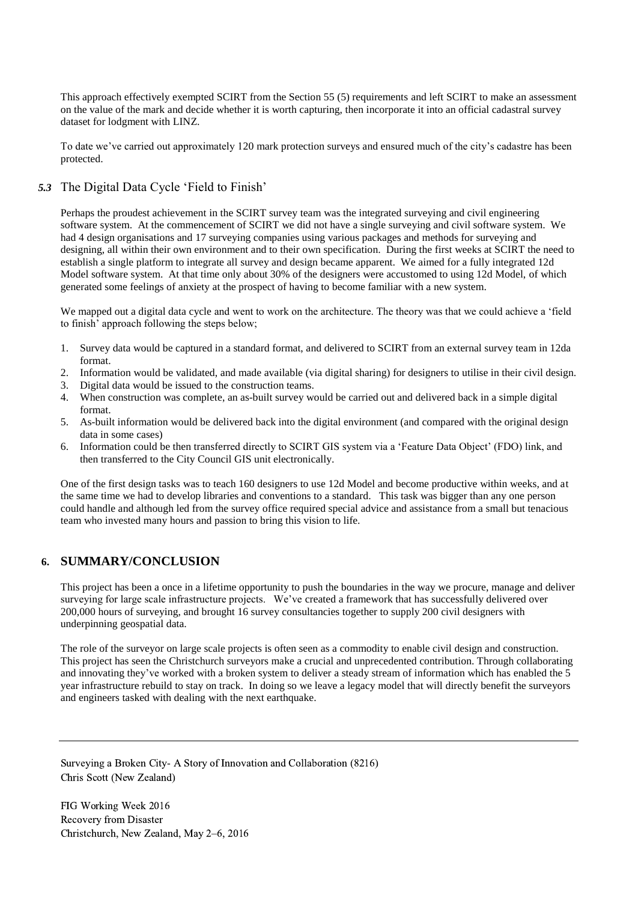This approach effectively exempted SCIRT from the Section 55 (5) requirements and left SCIRT to make an assessment on the value of the mark and decide whether it is worth capturing, then incorporate it into an official cadastral survey dataset for lodgment with LINZ.

To date we've carried out approximately 120 mark protection surveys and ensured much of the city's cadastre has been protected.

### *5.3* The Digital Data Cycle 'Field to Finish'

Perhaps the proudest achievement in the SCIRT survey team was the integrated surveying and civil engineering software system. At the commencement of SCIRT we did not have a single surveying and civil software system. We had 4 design organisations and 17 surveying companies using various packages and methods for surveying and designing, all within their own environment and to their own specification. During the first weeks at SCIRT the need to establish a single platform to integrate all survey and design became apparent. We aimed for a fully integrated 12d Model software system. At that time only about 30% of the designers were accustomed to using 12d Model, of which generated some feelings of anxiety at the prospect of having to become familiar with a new system.

We mapped out a digital data cycle and went to work on the architecture. The theory was that we could achieve a 'field to finish' approach following the steps below;

1. Survey data would be captured in a standard format, and delivered to SCIRT from an external survey team in 12da format.
2. Information would be validated, and made available (via digital sharing) for designers to utilise in their civil design.
3. Digital data would be issued to the construction teams.
4. When construction was complete, an as-built survey would be carried out and delivered back in a simple digital format.
5. As-built information would be delivered back into the digital environment (and compared with the original design data in some cases)
6. Information could be then transferred directly to SCIRT GIS system via a 'Feature Data Object' (FDO) link, and then transferred to the City Council GIS unit electronically.

One of the first design tasks was to teach 160 designers to use 12d Model and become productive within weeks, and at the same time we had to develop libraries and conventions to a standard. This task was bigger than any one person could handle and although led from the survey office required special advice and assistance from a small but tenacious team who invested many hours and passion to bring this vision to life.

## 6. SUMMARY/CONCLUSION

This project has been a once in a lifetime opportunity to push the boundaries in the way we procure, manage and deliver surveying for large scale infrastructure projects. We've created a framework that has successfully delivered over 200,000 hours of surveying, and brought 16 survey consultancies together to supply 200 civil designers with underpinning geospatial data.

The role of the surveyor on large scale projects is often seen as a commodity to enable civil design and construction. This project has seen the Christchurch surveyors make a crucial and unprecedented contribution. Through collaborating and innovating they've worked with a broken system to deliver a steady stream of information which has enabled the 5 year infrastructure rebuild to stay on track. In doing so we leave a legacy model that will directly benefit the surveyors and engineers tasked with dealing with the next earthquake.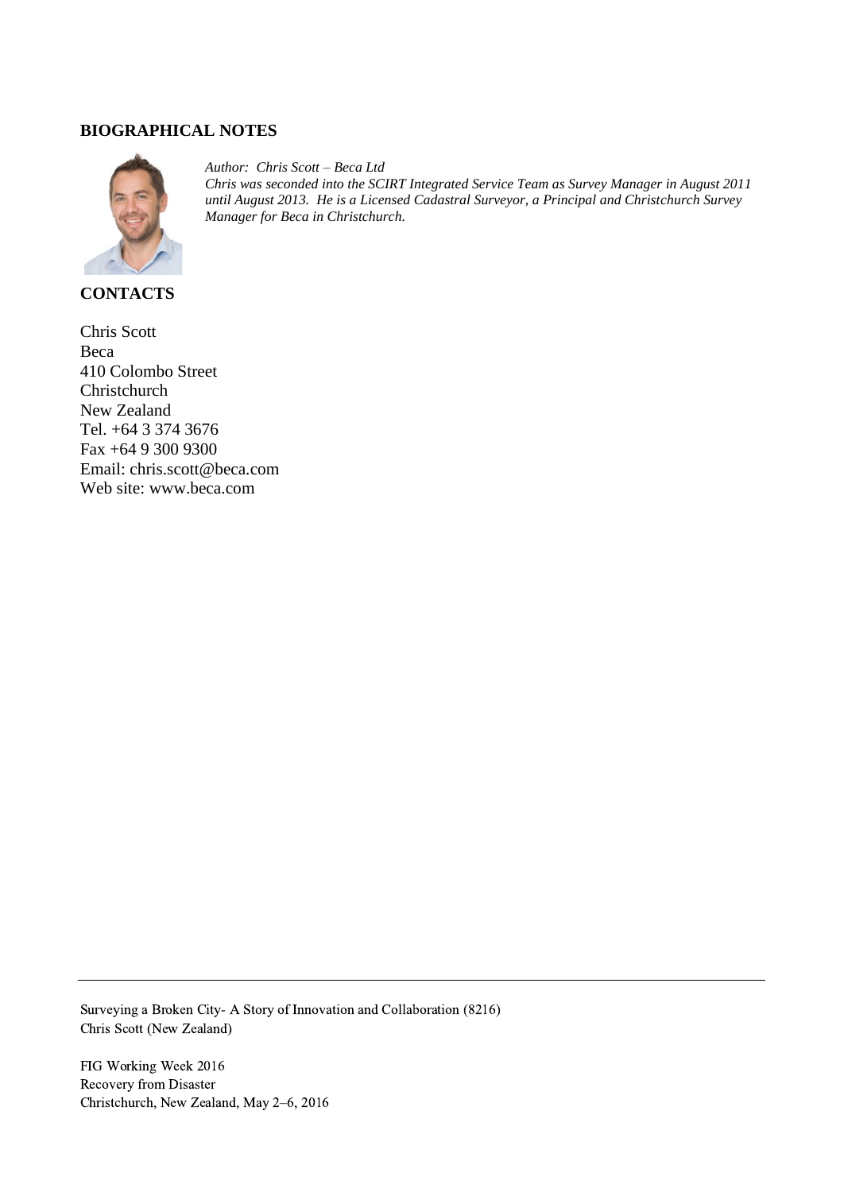## BIOGRAPHICAL NOTES

*Author: Chris Scott – Beca Ltd*
*Chris was seconded into the SCIRT Integrated Service Team as Survey Manager in August 2011 until August 2013. He is a Licensed Cadastral Surveyor, a Principal and Christchurch Survey Manager for Beca in Christchurch.*

## CONTACTS

Chris Scott
Beca
410 Colombo Street
Christchurch
New Zealand
Tel. +64 3 374 3676
Fax +64 9 300 9300
Email: chris.scott@beca.com
Web site: www.beca.com